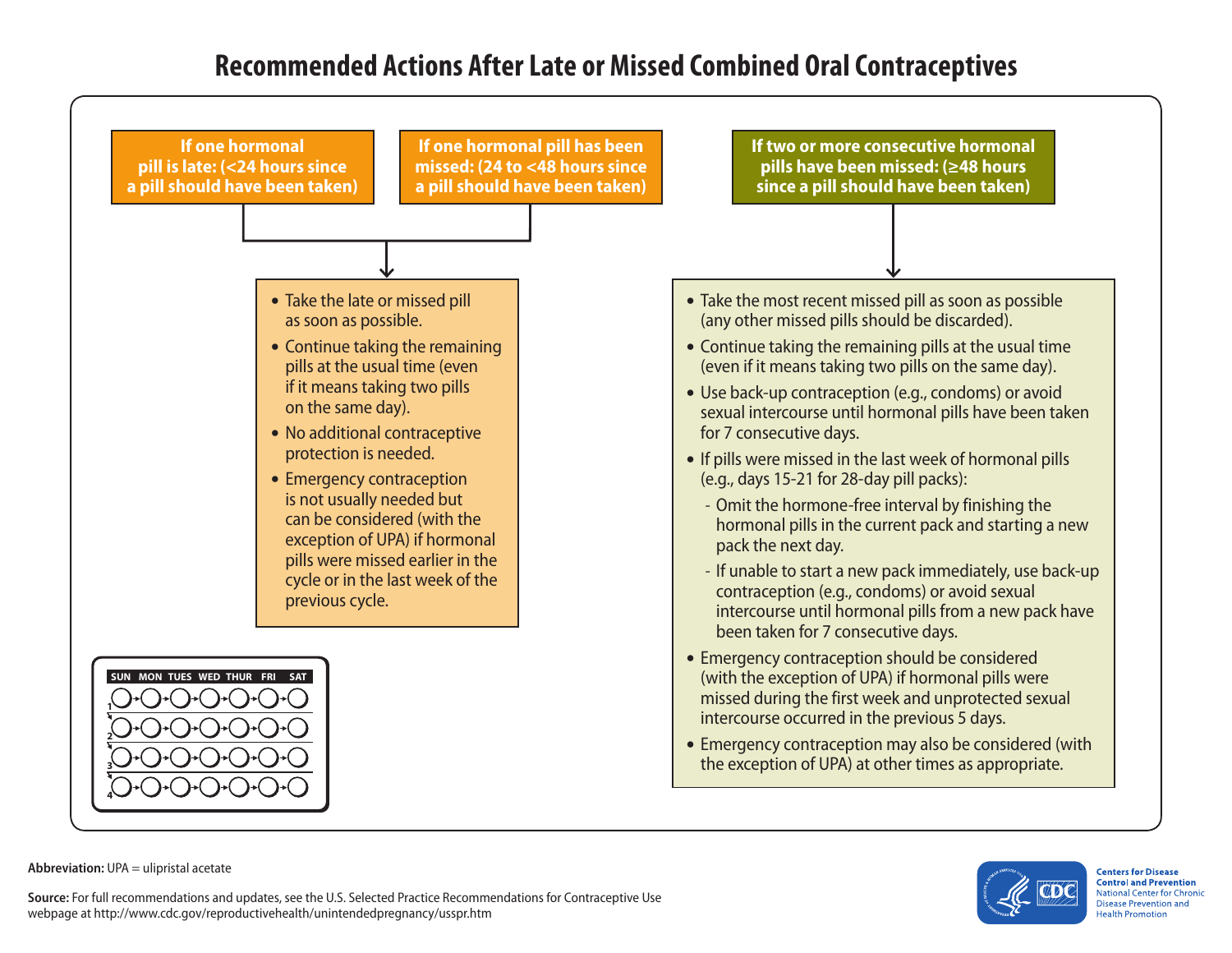# Recommended Actions After Late or Missed Combined Oral Contraceptives

**If one hormonal pill is late: (<24 hours since a pill should have been taken)**

**If one hormonal pill has been missed: (24 to <48 hours since a pill should have been taken)**

- Take the late or missed pill as soon as possible.
- Continue taking the remaining pills at the usual time (even if it means taking two pills on the same day).
- No additional contraceptive protection is needed.
- Emergency contraception is not usually needed but can be considered (with the exception of UPA) if hormonal pills were missed earlier in the cycle or in the last week of the previous cycle.

**If two or more consecutive hormonal pills have been missed: (≥48 hours since a pill should have been taken)**

- Take the most recent missed pill as soon as possible (any other missed pills should be discarded).
- Continue taking the remaining pills at the usual time (even if it means taking two pills on the same day).
- Use back-up contraception (e.g., condoms) or avoid sexual intercourse until hormonal pills have been taken for 7 consecutive days.
- If pills were missed in the last week of hormonal pills (e.g., days 15-21 for 28-day pill packs):
  - Omit the hormone-free interval by finishing the hormonal pills in the current pack and starting a new pack the next day.
  - If unable to start a new pack immediately, use back-up contraception (e.g., condoms) or avoid sexual intercourse until hormonal pills from a new pack have been taken for 7 consecutive days.
- Emergency contraception should be considered (with the exception of UPA) if hormonal pills were missed during the first week and unprotected sexual intercourse occurred in the previous 5 days.
- Emergency contraception may also be considered (with the exception of UPA) at other times as appropriate.

| | SUN | MON | TUES | WED | THUR | FRI | SAT |
|---|---|---|---|---|---|---|---|
| 1 | ○ | ○ | ○ | ○ | ○ | ○ | ○ |
| 2 | ○ | ○ | ○ | ○ | ○ | ○ | ○ |
| 3 | ○ | ○ | ○ | ○ | ○ | ○ | ○ |
| 4 | ○ | ○ | ○ | ○ | ○ | ○ | ○ |

**Abbreviation:** UPA = ulipristal acetate

**Source:** For full recommendations and updates, see the U.S. Selected Practice Recommendations for Contraceptive Use webpage at http://www.cdc.gov/reproductivehealth/unintendedpregnancy/usspr.htm

**Centers for Disease Control and Prevention**
National Center for Chronic Disease Prevention and Health Promotion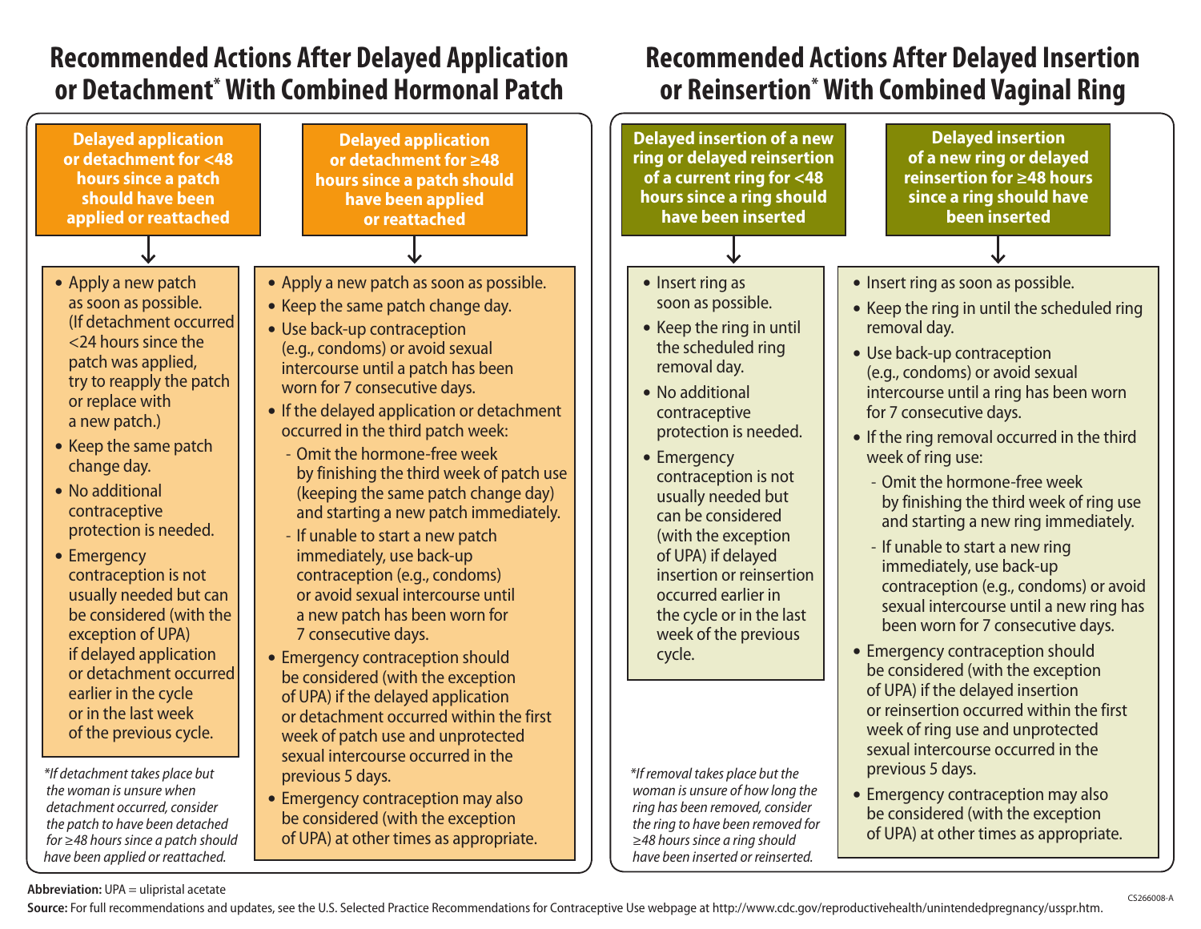# Recommended Actions After Delayed Application or Detachment* With Combined Hormonal Patch

## Delayed application or detachment for <48 hours since a patch should have been applied or reattached

- Apply a new patch as soon as possible. (If detachment occurred <24 hours since the patch was applied, try to reapply the patch or replace with a new patch.)
- Keep the same patch change day.
- No additional contraceptive protection is needed.
- Emergency contraception is not usually needed but can be considered (with the exception of UPA) if delayed application or detachment occurred earlier in the cycle or in the last week of the previous cycle.

## Delayed application or detachment for ≥48 hours since a patch should have been applied or reattached

- Apply a new patch as soon as possible.
- Keep the same patch change day.
- Use back-up contraception (e.g., condoms) or avoid sexual intercourse until a patch has been worn for 7 consecutive days.
- If the delayed application or detachment occurred in the third patch week:
  - Omit the hormone-free week by finishing the third week of patch use (keeping the same patch change day) and starting a new patch immediately.
  - If unable to start a new patch immediately, use back-up contraception (e.g., condoms) or avoid sexual intercourse until a new patch has been worn for 7 consecutive days.
- Emergency contraception should be considered (with the exception of UPA) if the delayed application or detachment occurred within the first week of patch use and unprotected sexual intercourse occurred in the previous 5 days.
- Emergency contraception may also be considered (with the exception of UPA) at other times as appropriate.

*\*If detachment takes place but the woman is unsure when detachment occurred, consider the patch to have been detached for ≥48 hours since a patch should have been applied or reattached.*

# Recommended Actions After Delayed Insertion or Reinsertion* With Combined Vaginal Ring

## Delayed insertion of a new ring or delayed reinsertion of a current ring for <48 hours since a ring should have been inserted

- Insert ring as soon as possible.
- Keep the ring in until the scheduled ring removal day.
- No additional contraceptive protection is needed.
- Emergency contraception is not usually needed but can be considered (with the exception of UPA) if delayed insertion or reinsertion occurred earlier in the cycle or in the last week of the previous cycle.

## Delayed insertion of a new ring or delayed reinsertion for ≥48 hours since a ring should have been inserted

- Insert ring as soon as possible.
- Keep the ring in until the scheduled ring removal day.
- Use back-up contraception (e.g., condoms) or avoid sexual intercourse until a ring has been worn for 7 consecutive days.
- If the ring removal occurred in the third week of ring use:
  - Omit the hormone-free week by finishing the third week of ring use and starting a new ring immediately.
  - If unable to start a new ring immediately, use back-up contraception (e.g., condoms) or avoid sexual intercourse until a new ring has been worn for 7 consecutive days.
- Emergency contraception should be considered (with the exception of UPA) if the delayed insertion or reinsertion occurred within the first week of ring use and unprotected sexual intercourse occurred in the previous 5 days.
- Emergency contraception may also be considered (with the exception of UPA) at other times as appropriate.

*\*If removal takes place but the woman is unsure of how long the ring has been removed, consider the ring to have been removed for ≥48 hours since a ring should have been inserted or reinserted.*

**Abbreviation:** UPA = ulipristal acetate

**Source:** For full recommendations and updates, see the U.S. Selected Practice Recommendations for Contraceptive Use webpage at http://www.cdc.gov/reproductivehealth/unintendedpregnancy/usspr.htm.

CS266008-A